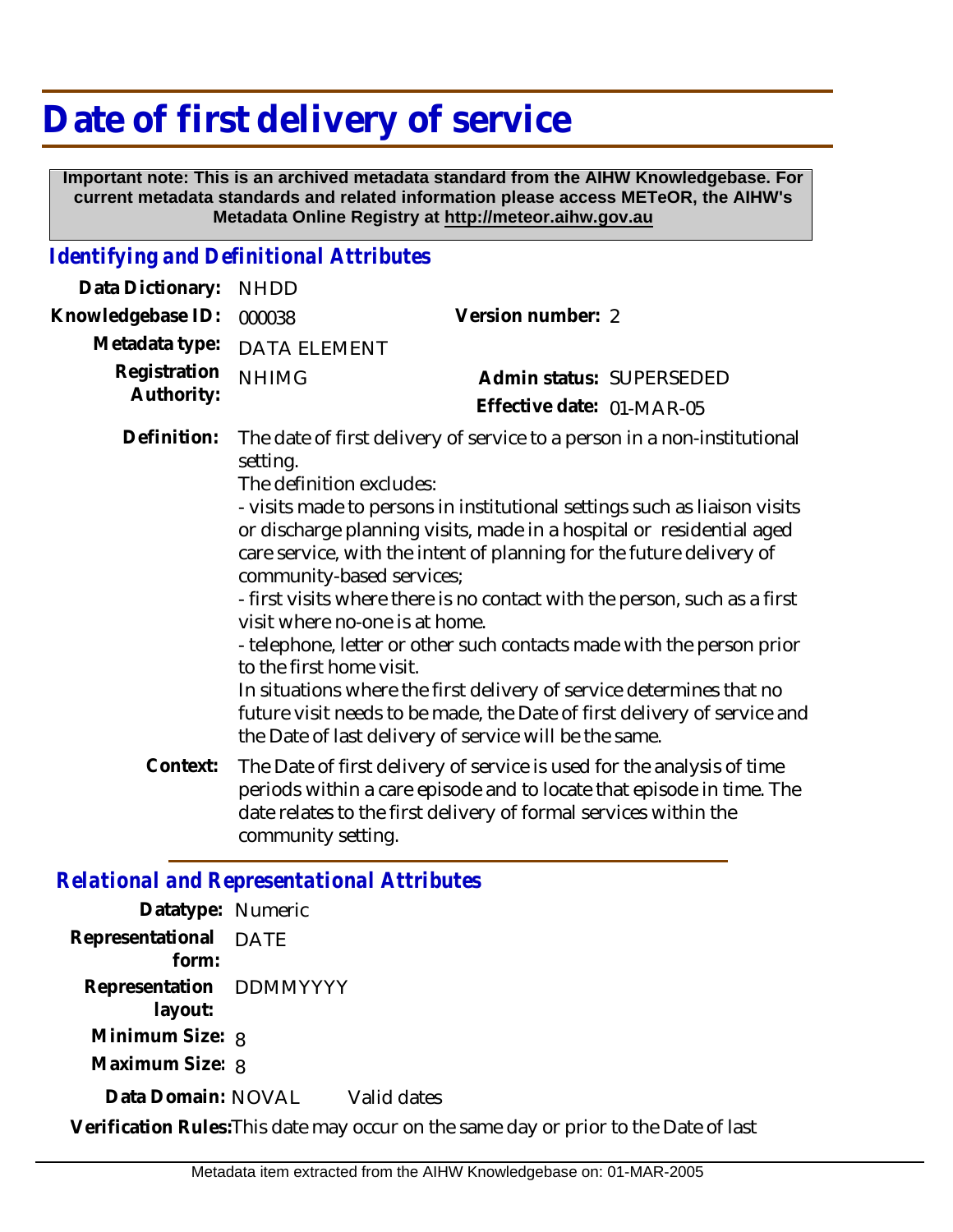# Date of first delivery of service

**Important note: This is an archived metadata standard from the AIHW Knowledgebase. For current metadata standards and related information please access METeOR, the AIHW's Metadata Online Registry at http://meteor.aihw.gov.au**

## *Identifying and Definitional Attributes*

**Data Dictionary:** NHDD

**Knowledgebase ID:** 000038 &nbsp;&nbsp;&nbsp;&nbsp; **Version number:** 2

**Metadata type:** DATA ELEMENT

**Registration Authority:** NHIMG &nbsp;&nbsp;&nbsp;&nbsp; **Admin status:** SUPERSEDED

**Effective date:** 01-MAR-05

**Definition:** The date of first delivery of service to a person in a non-institutional setting.

The definition excludes:

- visits made to persons in institutional settings such as liaison visits or discharge planning visits, made in a hospital or residential aged care service, with the intent of planning for the future delivery of community-based services;
- first visits where there is no contact with the person, such as a first visit where no-one is at home.
- telephone, letter or other such contacts made with the person prior to the first home visit.

In situations where the first delivery of service determines that no future visit needs to be made, the Date of first delivery of service and the Date of last delivery of service will be the same.

**Context:** The Date of first delivery of service is used for the analysis of time periods within a care episode and to locate that episode in time. The date relates to the first delivery of formal services within the community setting.

## *Relational and Representational Attributes*

**Datatype:** Numeric

**Representational form:** DATE

**Representation layout:** DDMMYYYY

**Minimum Size:** 8

**Maximum Size:** 8

**Data Domain:** NOVAL &nbsp;&nbsp;&nbsp;&nbsp; Valid dates

**Verification Rules:** This date may occur on the same day or prior to the Date of last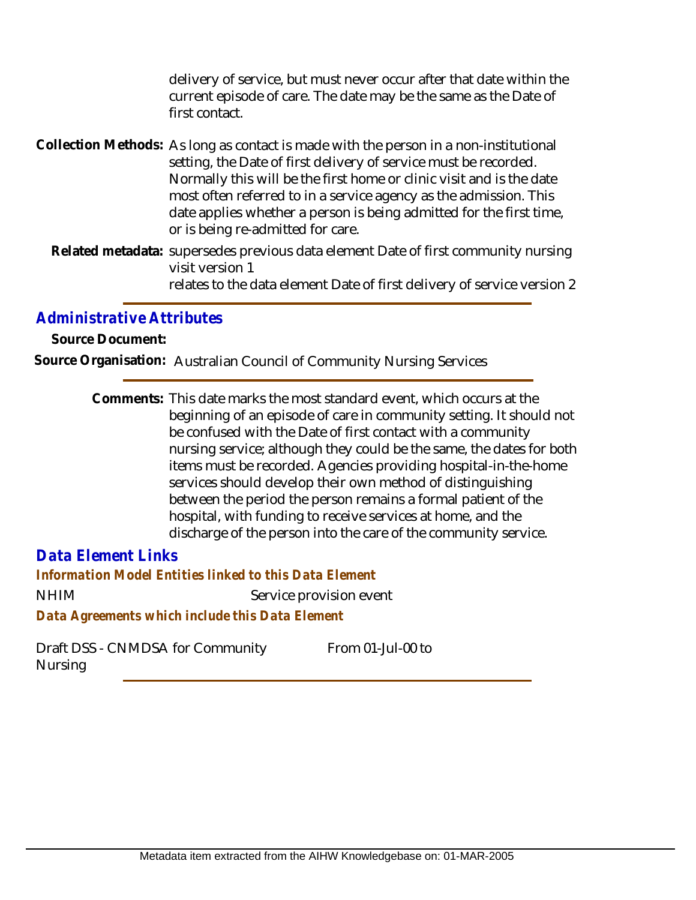delivery of service, but must never occur after that date within the current episode of care. The date may be the same as the Date of first contact.

**Collection Methods:** As long as contact is made with the person in a non-institutional setting, the Date of first delivery of service must be recorded. Normally this will be the first home or clinic visit and is the date most often referred to in a service agency as the admission. This date applies whether a person is being admitted for the first time, or is being re-admitted for care.

**Related metadata:** supersedes previous data element Date of first community nursing visit version 1
relates to the data element Date of first delivery of service version 2

## Administrative Attributes

**Source Document:**

**Source Organisation:** Australian Council of Community Nursing Services

**Comments:** This date marks the most standard event, which occurs at the beginning of an episode of care in community setting. It should not be confused with the Date of first contact with a community nursing service; although they could be the same, the dates for both items must be recorded. Agencies providing hospital-in-the-home services should develop their own method of distinguishing between the period the person remains a formal patient of the hospital, with funding to receive services at home, and the discharge of the person into the care of the community service.

## Data Element Links

### Information Model Entities linked to this Data Element

| | |
|---|---|
| NHIM | Service provision event |

### Data Agreements which include this Data Element

| | |
|---|---|
| Draft DSS - CNMDSA for Community Nursing | From 01-Jul-00 to |